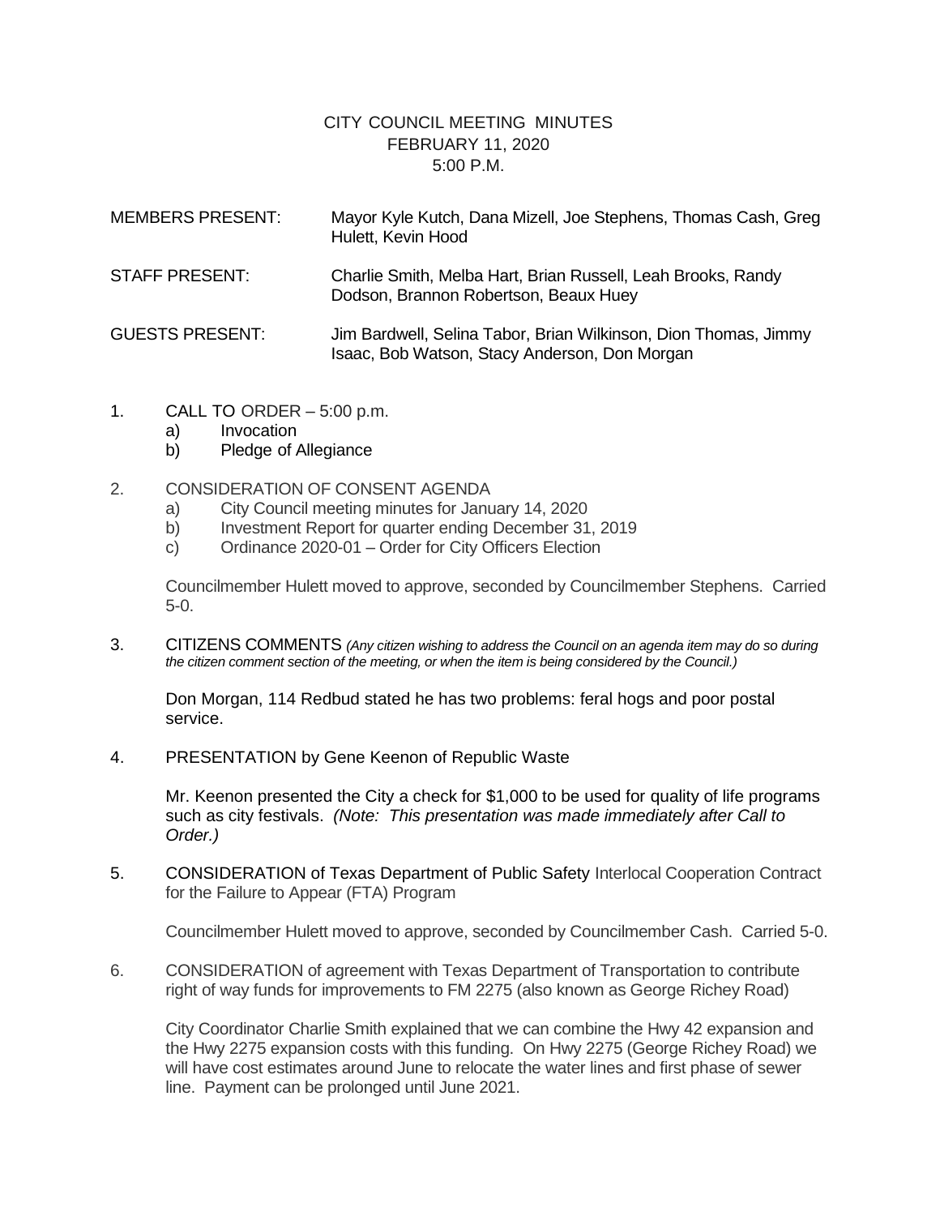# CITY COUNCIL MEETING MINUTES
## FEBRUARY 11, 2020
## 5:00 P.M.

| | |
|---|---|
| MEMBERS PRESENT: | Mayor Kyle Kutch, Dana Mizell, Joe Stephens, Thomas Cash, Greg Hulett, Kevin Hood |
| STAFF PRESENT: | Charlie Smith, Melba Hart, Brian Russell, Leah Brooks, Randy Dodson, Brannon Robertson, Beaux Huey |
| GUESTS PRESENT: | Jim Bardwell, Selina Tabor, Brian Wilkinson, Dion Thomas, Jimmy Isaac, Bob Watson, Stacy Anderson, Don Morgan |

1. CALL TO ORDER – 5:00 p.m.
   a) Invocation
   b) Pledge of Allegiance

2. CONSIDERATION OF CONSENT AGENDA
   a) City Council meeting minutes for January 14, 2020
   b) Investment Report for quarter ending December 31, 2019
   c) Ordinance 2020-01 – Order for City Officers Election

   Councilmember Hulett moved to approve, seconded by Councilmember Stephens. Carried 5-0.

3. CITIZENS COMMENTS *(Any citizen wishing to address the Council on an agenda item may do so during the citizen comment section of the meeting, or when the item is being considered by the Council.)*

   Don Morgan, 114 Redbud stated he has two problems: feral hogs and poor postal service.

4. PRESENTATION by Gene Keenon of Republic Waste

   Mr. Keenon presented the City a check for $1,000 to be used for quality of life programs such as city festivals. *(Note: This presentation was made immediately after Call to Order.)*

5. CONSIDERATION of Texas Department of Public Safety Interlocal Cooperation Contract for the Failure to Appear (FTA) Program

   Councilmember Hulett moved to approve, seconded by Councilmember Cash. Carried 5-0.

6. CONSIDERATION of agreement with Texas Department of Transportation to contribute right of way funds for improvements to FM 2275 (also known as George Richey Road)

   City Coordinator Charlie Smith explained that we can combine the Hwy 42 expansion and the Hwy 2275 expansion costs with this funding. On Hwy 2275 (George Richey Road) we will have cost estimates around June to relocate the water lines and first phase of sewer line. Payment can be prolonged until June 2021.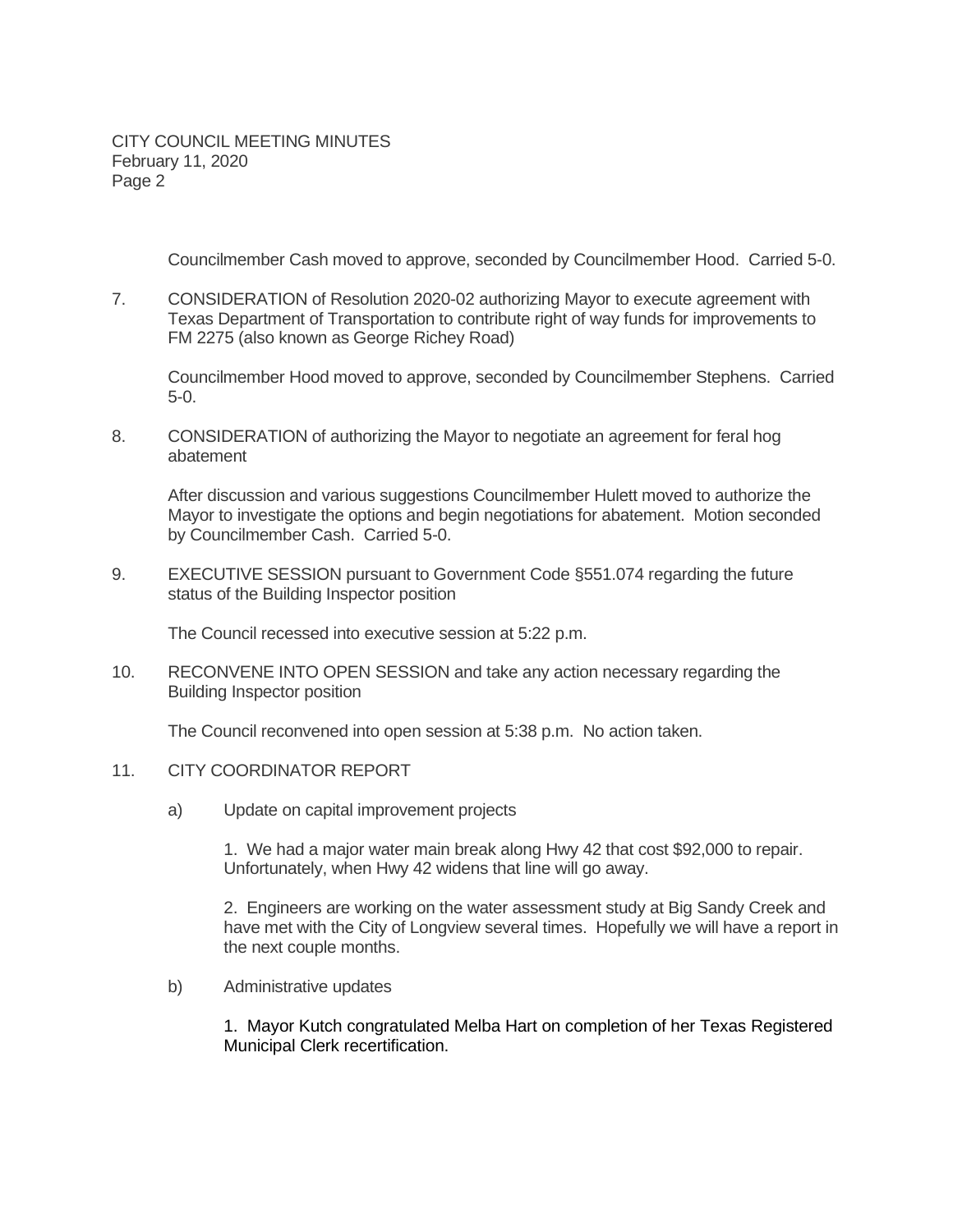Councilmember Cash moved to approve, seconded by Councilmember Hood. Carried 5-0.

7. CONSIDERATION of Resolution 2020-02 authorizing Mayor to execute agreement with Texas Department of Transportation to contribute right of way funds for improvements to FM 2275 (also known as George Richey Road)

   Councilmember Hood moved to approve, seconded by Councilmember Stephens. Carried 5-0.

8. CONSIDERATION of authorizing the Mayor to negotiate an agreement for feral hog abatement

   After discussion and various suggestions Councilmember Hulett moved to authorize the Mayor to investigate the options and begin negotiations for abatement. Motion seconded by Councilmember Cash. Carried 5-0.

9. EXECUTIVE SESSION pursuant to Government Code §551.074 regarding the future status of the Building Inspector position

   The Council recessed into executive session at 5:22 p.m.

10. RECONVENE INTO OPEN SESSION and take any action necessary regarding the Building Inspector position

    The Council reconvened into open session at 5:38 p.m. No action taken.

11. CITY COORDINATOR REPORT

    a) Update on capital improvement projects

       1. We had a major water main break along Hwy 42 that cost $92,000 to repair. Unfortunately, when Hwy 42 widens that line will go away.

       2. Engineers are working on the water assessment study at Big Sandy Creek and have met with the City of Longview several times. Hopefully we will have a report in the next couple months.

    b) Administrative updates

       1. Mayor Kutch congratulated Melba Hart on completion of her Texas Registered Municipal Clerk recertification.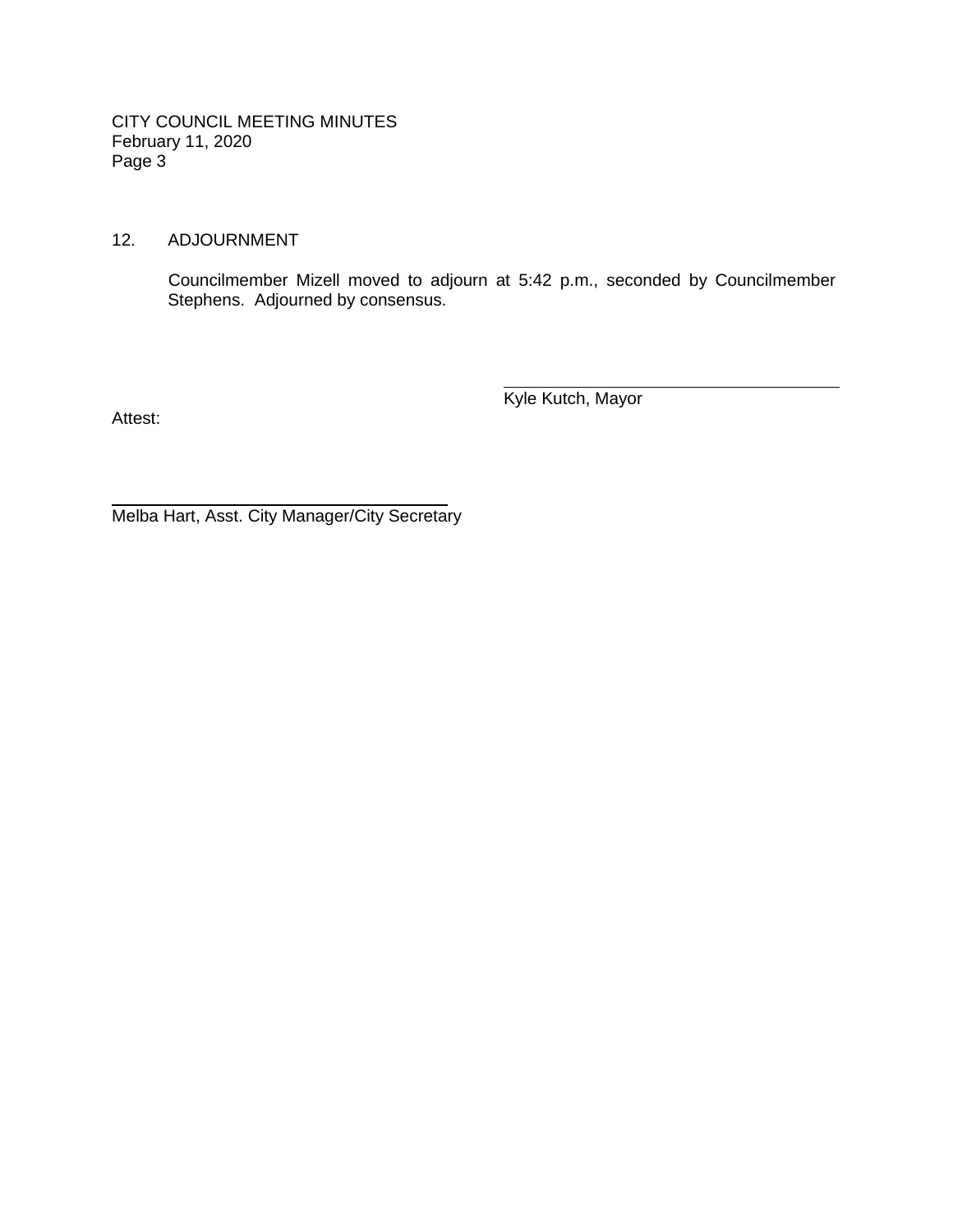12. ADJOURNMENT

Councilmember Mizell moved to adjourn at 5:42 p.m., seconded by Councilmember Stephens. Adjourned by consensus.

Kyle Kutch, Mayor

Attest:

Melba Hart, Asst. City Manager/City Secretary